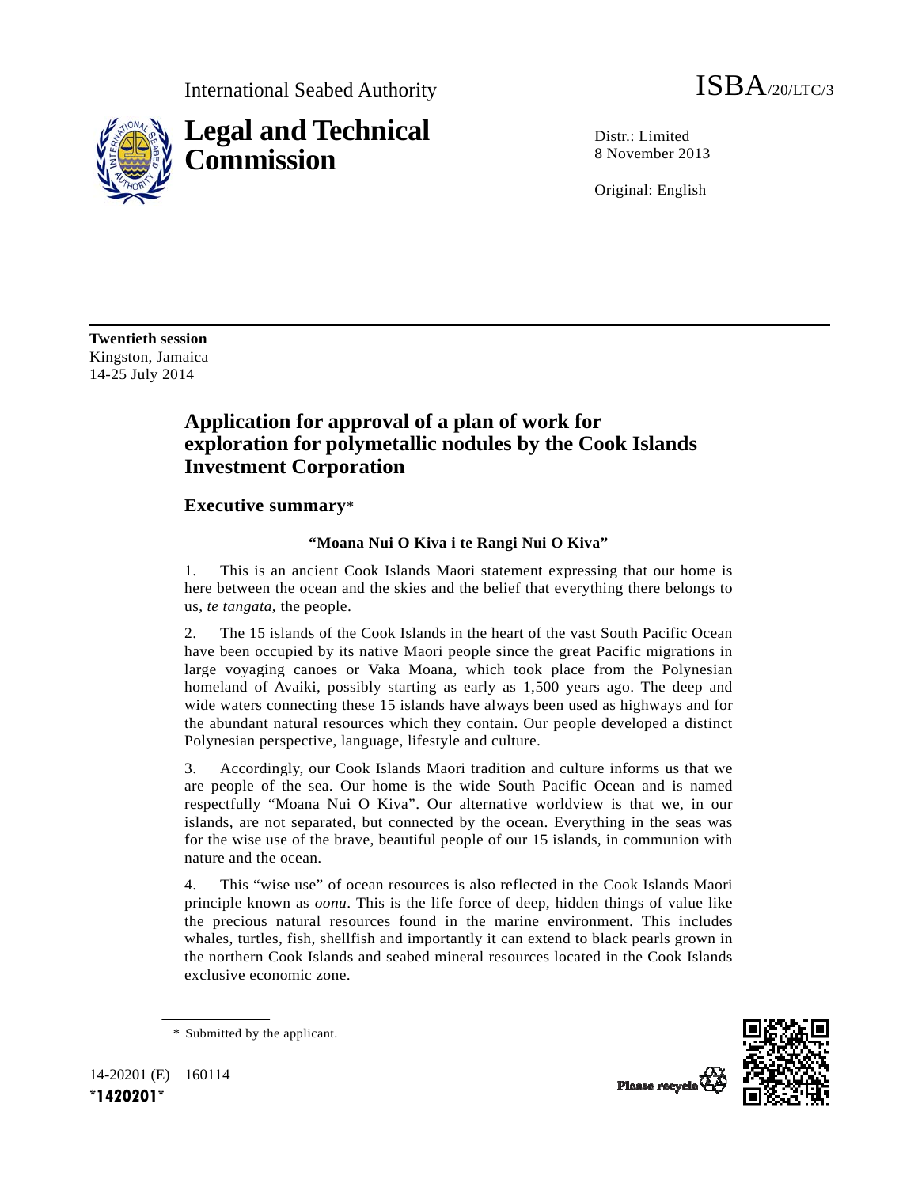International Seabed Authority

ISBA/20/LTC/3

# Legal and Technical Commission

Distr.: Limited
8 November 2013

Original: English

**Twentieth session**
Kingston, Jamaica
14-25 July 2014

## Application for approval of a plan of work for exploration for polymetallic nodules by the Cook Islands Investment Corporation

### Executive summary*

**"Moana Nui O Kiva i te Rangi Nui O Kiva"**

1. This is an ancient Cook Islands Maori statement expressing that our home is here between the ocean and the skies and the belief that everything there belongs to us, *te tangata*, the people.

2. The 15 islands of the Cook Islands in the heart of the vast South Pacific Ocean have been occupied by its native Maori people since the great Pacific migrations in large voyaging canoes or Vaka Moana, which took place from the Polynesian homeland of Avaiki, possibly starting as early as 1,500 years ago. The deep and wide waters connecting these 15 islands have always been used as highways and for the abundant natural resources which they contain. Our people developed a distinct Polynesian perspective, language, lifestyle and culture.

3. Accordingly, our Cook Islands Maori tradition and culture informs us that we are people of the sea. Our home is the wide South Pacific Ocean and is named respectfully "Moana Nui O Kiva". Our alternative worldview is that we, in our islands, are not separated, but connected by the ocean. Everything in the seas was for the wise use of the brave, beautiful people of our 15 islands, in communion with nature and the ocean.

4. This "wise use" of ocean resources is also reflected in the Cook Islands Maori principle known as *oonu*. This is the life force of deep, hidden things of value like the precious natural resources found in the marine environment. This includes whales, turtles, fish, shellfish and importantly it can extend to black pearls grown in the northern Cook Islands and seabed mineral resources located in the Cook Islands exclusive economic zone.

* Submitted by the applicant.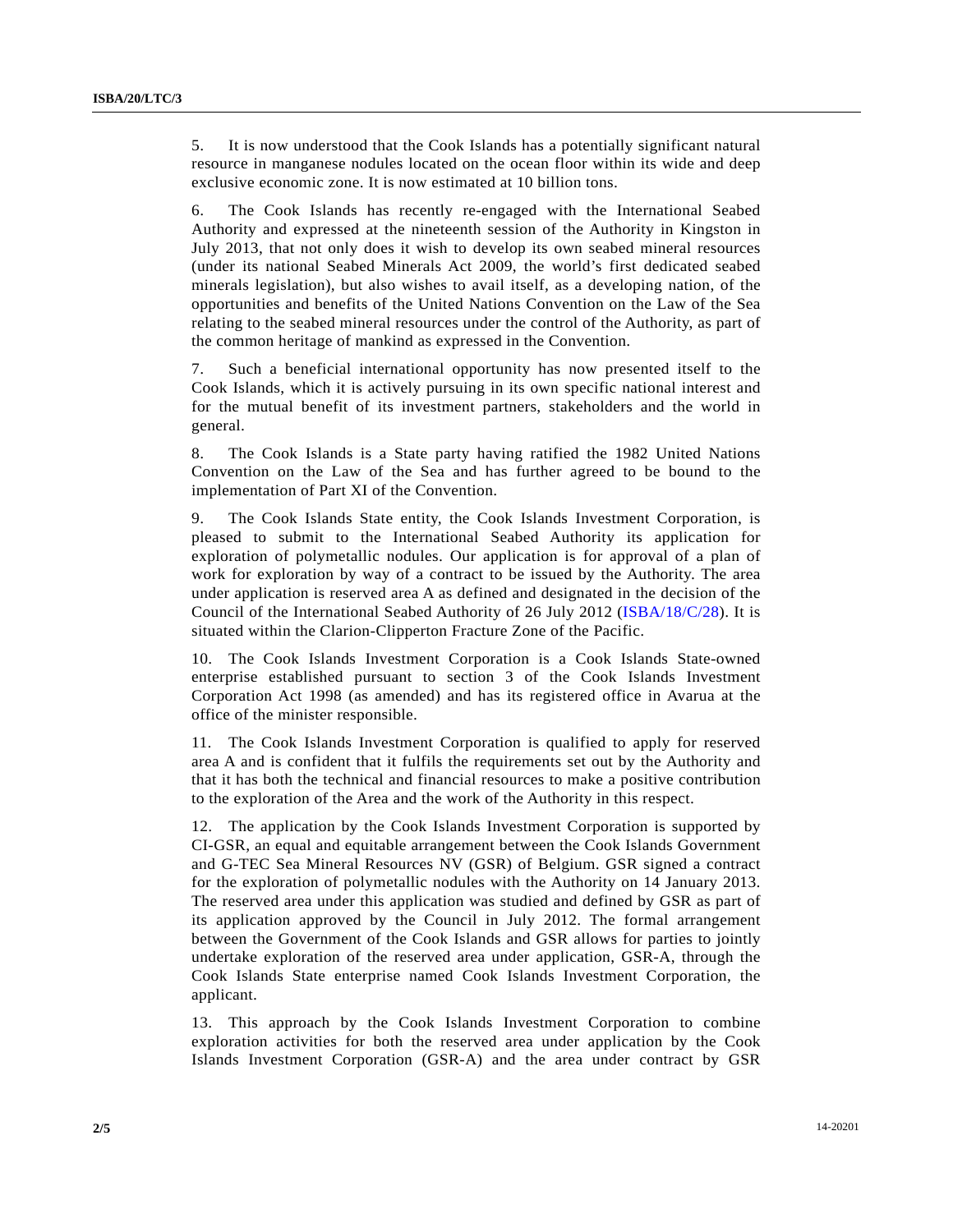5. It is now understood that the Cook Islands has a potentially significant natural resource in manganese nodules located on the ocean floor within its wide and deep exclusive economic zone. It is now estimated at 10 billion tons.

6. The Cook Islands has recently re-engaged with the International Seabed Authority and expressed at the nineteenth session of the Authority in Kingston in July 2013, that not only does it wish to develop its own seabed mineral resources (under its national Seabed Minerals Act 2009, the world's first dedicated seabed minerals legislation), but also wishes to avail itself, as a developing nation, of the opportunities and benefits of the United Nations Convention on the Law of the Sea relating to the seabed mineral resources under the control of the Authority, as part of the common heritage of mankind as expressed in the Convention.

7. Such a beneficial international opportunity has now presented itself to the Cook Islands, which it is actively pursuing in its own specific national interest and for the mutual benefit of its investment partners, stakeholders and the world in general.

8. The Cook Islands is a State party having ratified the 1982 United Nations Convention on the Law of the Sea and has further agreed to be bound to the implementation of Part XI of the Convention.

9. The Cook Islands State entity, the Cook Islands Investment Corporation, is pleased to submit to the International Seabed Authority its application for exploration of polymetallic nodules. Our application is for approval of a plan of work for exploration by way of a contract to be issued by the Authority. The area under application is reserved area A as defined and designated in the decision of the Council of the International Seabed Authority of 26 July 2012 (ISBA/18/C/28). It is situated within the Clarion-Clipperton Fracture Zone of the Pacific.

10. The Cook Islands Investment Corporation is a Cook Islands State-owned enterprise established pursuant to section 3 of the Cook Islands Investment Corporation Act 1998 (as amended) and has its registered office in Avarua at the office of the minister responsible.

11. The Cook Islands Investment Corporation is qualified to apply for reserved area A and is confident that it fulfils the requirements set out by the Authority and that it has both the technical and financial resources to make a positive contribution to the exploration of the Area and the work of the Authority in this respect.

12. The application by the Cook Islands Investment Corporation is supported by CI-GSR, an equal and equitable arrangement between the Cook Islands Government and G-TEC Sea Mineral Resources NV (GSR) of Belgium. GSR signed a contract for the exploration of polymetallic nodules with the Authority on 14 January 2013. The reserved area under this application was studied and defined by GSR as part of its application approved by the Council in July 2012. The formal arrangement between the Government of the Cook Islands and GSR allows for parties to jointly undertake exploration of the reserved area under application, GSR-A, through the Cook Islands State enterprise named Cook Islands Investment Corporation, the applicant.

13. This approach by the Cook Islands Investment Corporation to combine exploration activities for both the reserved area under application by the Cook Islands Investment Corporation (GSR-A) and the area under contract by GSR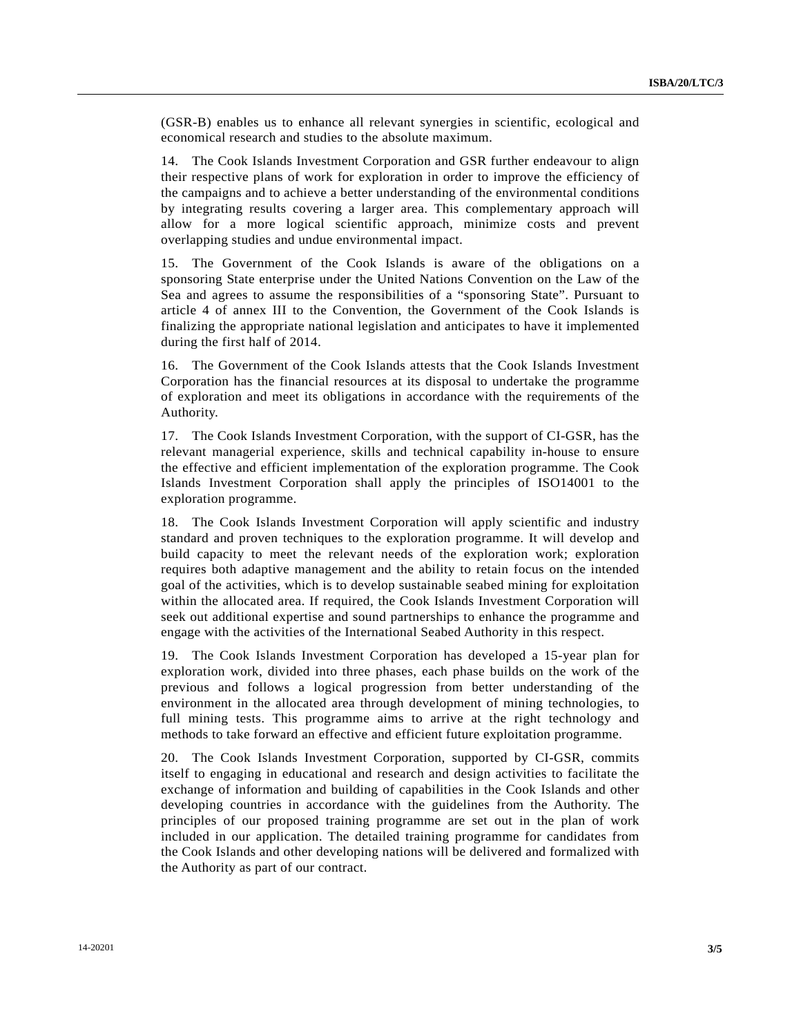(GSR-B) enables us to enhance all relevant synergies in scientific, ecological and economical research and studies to the absolute maximum.

14. The Cook Islands Investment Corporation and GSR further endeavour to align their respective plans of work for exploration in order to improve the efficiency of the campaigns and to achieve a better understanding of the environmental conditions by integrating results covering a larger area. This complementary approach will allow for a more logical scientific approach, minimize costs and prevent overlapping studies and undue environmental impact.

15. The Government of the Cook Islands is aware of the obligations on a sponsoring State enterprise under the United Nations Convention on the Law of the Sea and agrees to assume the responsibilities of a "sponsoring State". Pursuant to article 4 of annex III to the Convention, the Government of the Cook Islands is finalizing the appropriate national legislation and anticipates to have it implemented during the first half of 2014.

16. The Government of the Cook Islands attests that the Cook Islands Investment Corporation has the financial resources at its disposal to undertake the programme of exploration and meet its obligations in accordance with the requirements of the Authority.

17. The Cook Islands Investment Corporation, with the support of CI-GSR, has the relevant managerial experience, skills and technical capability in-house to ensure the effective and efficient implementation of the exploration programme. The Cook Islands Investment Corporation shall apply the principles of ISO14001 to the exploration programme.

18. The Cook Islands Investment Corporation will apply scientific and industry standard and proven techniques to the exploration programme. It will develop and build capacity to meet the relevant needs of the exploration work; exploration requires both adaptive management and the ability to retain focus on the intended goal of the activities, which is to develop sustainable seabed mining for exploitation within the allocated area. If required, the Cook Islands Investment Corporation will seek out additional expertise and sound partnerships to enhance the programme and engage with the activities of the International Seabed Authority in this respect.

19. The Cook Islands Investment Corporation has developed a 15-year plan for exploration work, divided into three phases, each phase builds on the work of the previous and follows a logical progression from better understanding of the environment in the allocated area through development of mining technologies, to full mining tests. This programme aims to arrive at the right technology and methods to take forward an effective and efficient future exploitation programme.

20. The Cook Islands Investment Corporation, supported by CI-GSR, commits itself to engaging in educational and research and design activities to facilitate the exchange of information and building of capabilities in the Cook Islands and other developing countries in accordance with the guidelines from the Authority. The principles of our proposed training programme are set out in the plan of work included in our application. The detailed training programme for candidates from the Cook Islands and other developing nations will be delivered and formalized with the Authority as part of our contract.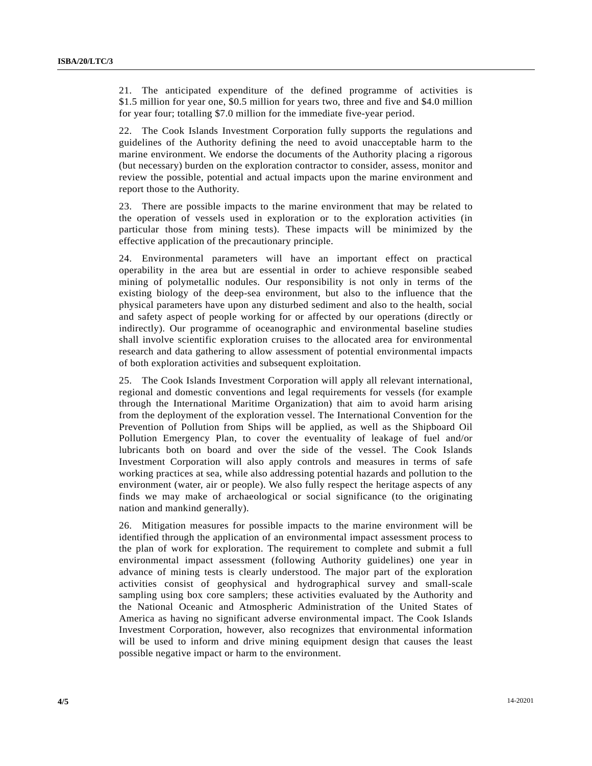21. The anticipated expenditure of the defined programme of activities is $1.5 million for year one, $0.5 million for years two, three and five and $4.0 million for year four; totalling $7.0 million for the immediate five-year period.

22. The Cook Islands Investment Corporation fully supports the regulations and guidelines of the Authority defining the need to avoid unacceptable harm to the marine environment. We endorse the documents of the Authority placing a rigorous (but necessary) burden on the exploration contractor to consider, assess, monitor and review the possible, potential and actual impacts upon the marine environment and report those to the Authority.

23. There are possible impacts to the marine environment that may be related to the operation of vessels used in exploration or to the exploration activities (in particular those from mining tests). These impacts will be minimized by the effective application of the precautionary principle.

24. Environmental parameters will have an important effect on practical operability in the area but are essential in order to achieve responsible seabed mining of polymetallic nodules. Our responsibility is not only in terms of the existing biology of the deep-sea environment, but also to the influence that the physical parameters have upon any disturbed sediment and also to the health, social and safety aspect of people working for or affected by our operations (directly or indirectly). Our programme of oceanographic and environmental baseline studies shall involve scientific exploration cruises to the allocated area for environmental research and data gathering to allow assessment of potential environmental impacts of both exploration activities and subsequent exploitation.

25. The Cook Islands Investment Corporation will apply all relevant international, regional and domestic conventions and legal requirements for vessels (for example through the International Maritime Organization) that aim to avoid harm arising from the deployment of the exploration vessel. The International Convention for the Prevention of Pollution from Ships will be applied, as well as the Shipboard Oil Pollution Emergency Plan, to cover the eventuality of leakage of fuel and/or lubricants both on board and over the side of the vessel. The Cook Islands Investment Corporation will also apply controls and measures in terms of safe working practices at sea, while also addressing potential hazards and pollution to the environment (water, air or people). We also fully respect the heritage aspects of any finds we may make of archaeological or social significance (to the originating nation and mankind generally).

26. Mitigation measures for possible impacts to the marine environment will be identified through the application of an environmental impact assessment process to the plan of work for exploration. The requirement to complete and submit a full environmental impact assessment (following Authority guidelines) one year in advance of mining tests is clearly understood. The major part of the exploration activities consist of geophysical and hydrographical survey and small-scale sampling using box core samplers; these activities evaluated by the Authority and the National Oceanic and Atmospheric Administration of the United States of America as having no significant adverse environmental impact. The Cook Islands Investment Corporation, however, also recognizes that environmental information will be used to inform and drive mining equipment design that causes the least possible negative impact or harm to the environment.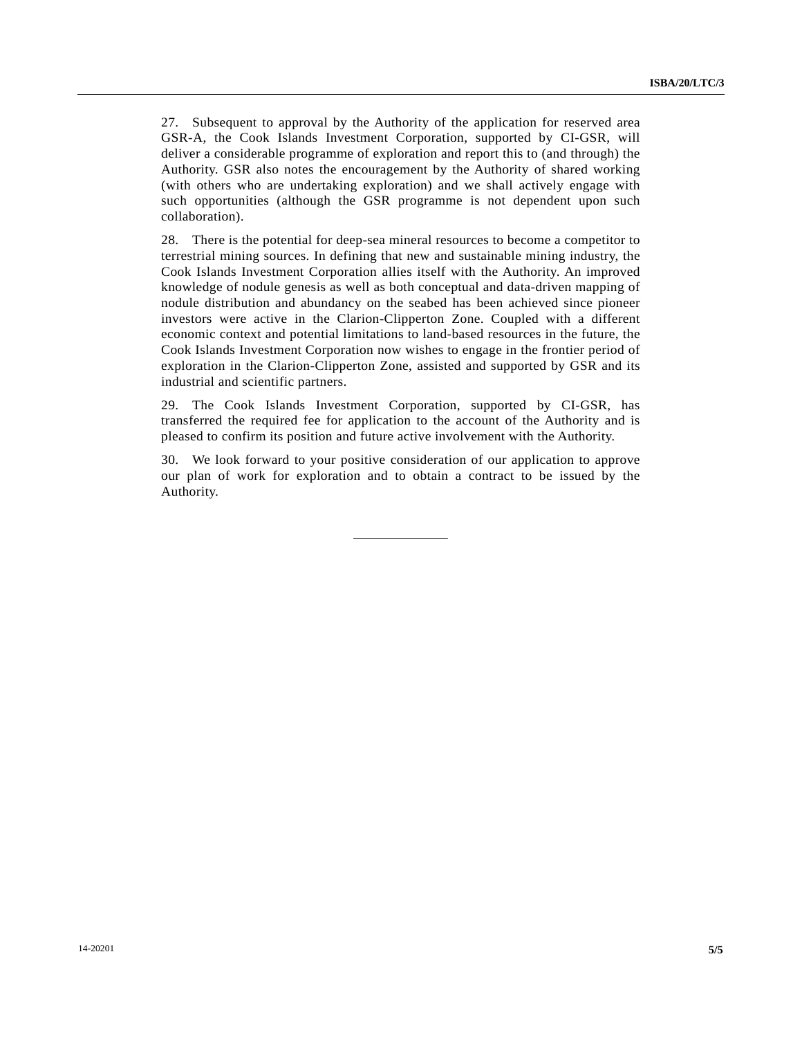27. Subsequent to approval by the Authority of the application for reserved area GSR-A, the Cook Islands Investment Corporation, supported by CI-GSR, will deliver a considerable programme of exploration and report this to (and through) the Authority. GSR also notes the encouragement by the Authority of shared working (with others who are undertaking exploration) and we shall actively engage with such opportunities (although the GSR programme is not dependent upon such collaboration).

28. There is the potential for deep-sea mineral resources to become a competitor to terrestrial mining sources. In defining that new and sustainable mining industry, the Cook Islands Investment Corporation allies itself with the Authority. An improved knowledge of nodule genesis as well as both conceptual and data-driven mapping of nodule distribution and abundancy on the seabed has been achieved since pioneer investors were active in the Clarion-Clipperton Zone. Coupled with a different economic context and potential limitations to land-based resources in the future, the Cook Islands Investment Corporation now wishes to engage in the frontier period of exploration in the Clarion-Clipperton Zone, assisted and supported by GSR and its industrial and scientific partners.

29. The Cook Islands Investment Corporation, supported by CI-GSR, has transferred the required fee for application to the account of the Authority and is pleased to confirm its position and future active involvement with the Authority.

30. We look forward to your positive consideration of our application to approve our plan of work for exploration and to obtain a contract to be issued by the Authority.